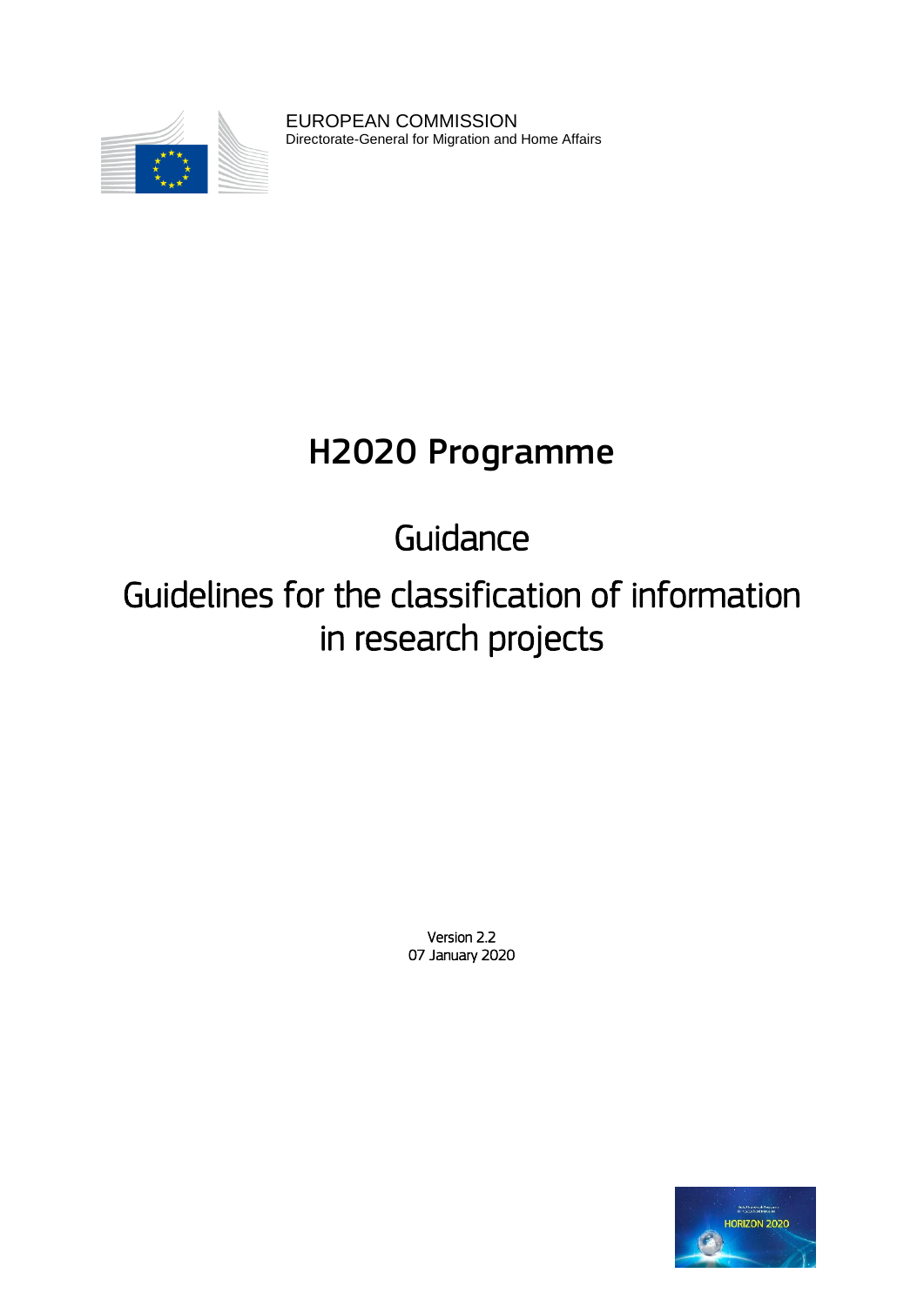EUROPEAN COMMISSION
Directorate-General for Migration and Home Affairs

# H2020 Programme

## Guidance

## Guidelines for the classification of information in research projects

Version 2.2
07 January 2020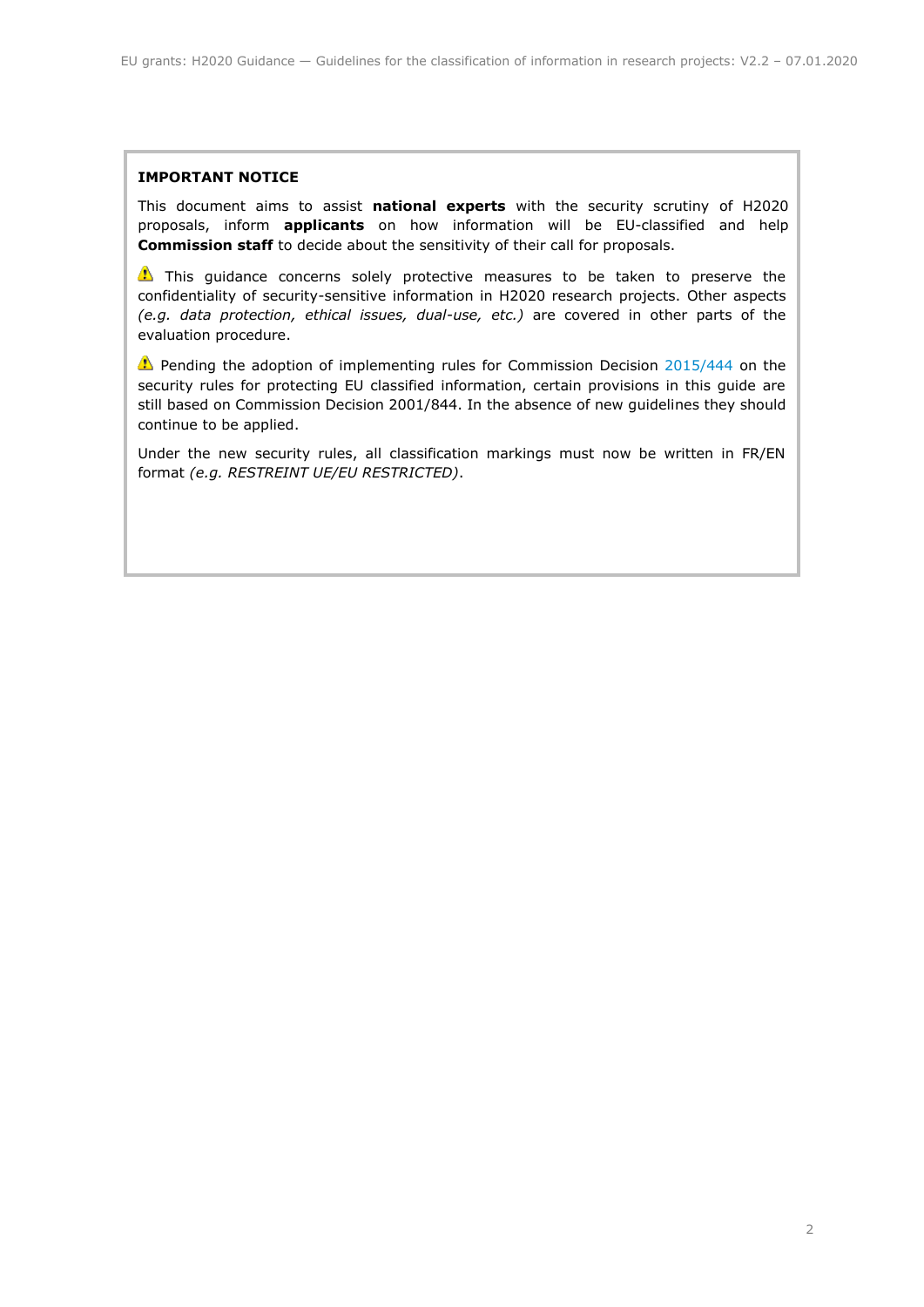**IMPORTANT NOTICE**

This document aims to assist **national experts** with the security scrutiny of H2020 proposals, inform **applicants** on how information will be EU-classified and help **Commission staff** to decide about the sensitivity of their call for proposals.

⚠ This guidance concerns solely protective measures to be taken to preserve the confidentiality of security-sensitive information in H2020 research projects. Other aspects *(e.g. data protection, ethical issues, dual-use, etc.)* are covered in other parts of the evaluation procedure.

⚠ Pending the adoption of implementing rules for Commission Decision 2015/444 on the security rules for protecting EU classified information, certain provisions in this guide are still based on Commission Decision 2001/844. In the absence of new guidelines they should continue to be applied.

Under the new security rules, all classification markings must now be written in FR/EN format *(e.g. RESTREINT UE/EU RESTRICTED)*.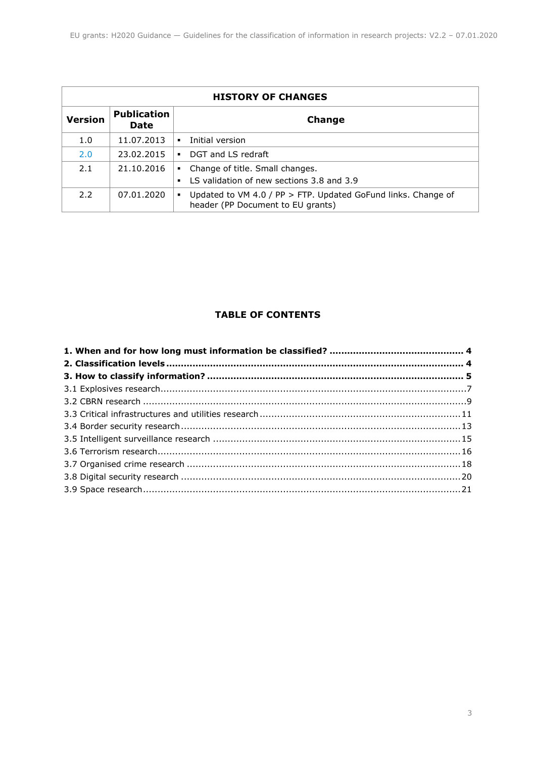| HISTORY OF CHANGES | | |
|---|---|---|
| **Version** | **Publication Date** | **Change** |
| 1.0 | 11.07.2013 | ▪ Initial version |
| 2.0 | 23.02.2015 | ▪ DGT and LS redraft |
| 2.1 | 21.10.2016 | ▪ Change of title. Small changes.<br>▪ LS validation of new sections 3.8 and 3.9 |
| 2.2 | 07.01.2020 | ▪ Updated to VM 4.0 / PP > FTP. Updated GoFund links. Change of header (PP Document to EU grants) |

**TABLE OF CONTENTS**

**1. When and for how long must information be classified? .............................................. 4**
**2. Classification levels ..................................................................................................... 4**
**3. How to classify information? ....................................................................................... 5**
3.1 Explosives research........................................................................................................7
3.2 CBRN research ...............................................................................................................9
3.3 Critical infrastructures and utilities research ....................................................................11
3.4 Border security research ...............................................................................................13
3.5 Intelligent surveillance research ....................................................................................15
3.6 Terrorism research.......................................................................................................16
3.7 Organised crime research .............................................................................................18
3.8 Digital security research ...............................................................................................20
3.9 Space research............................................................................................................21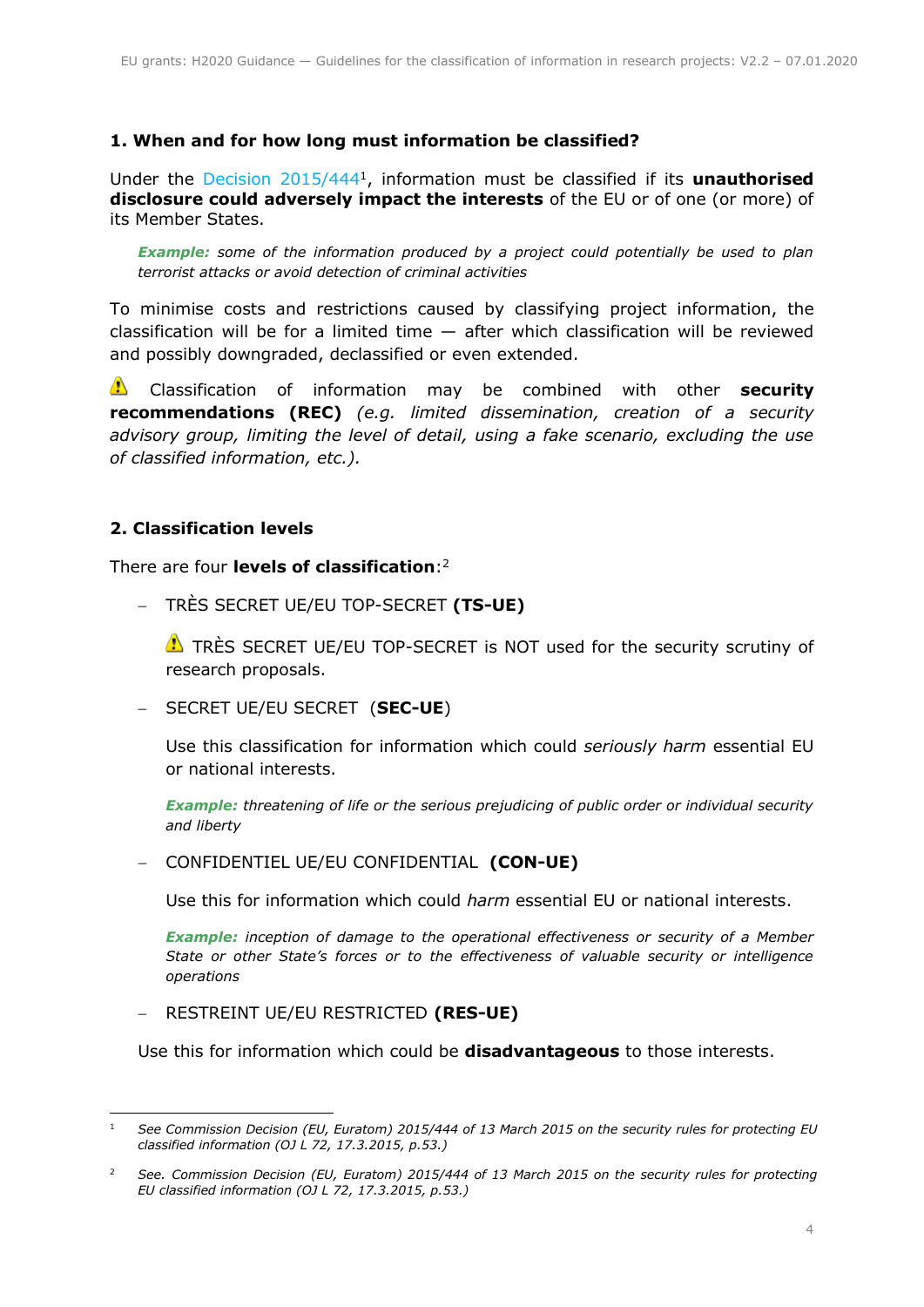## 1. When and for how long must information be classified?

Under the Decision 2015/444[1], information must be classified if its **unauthorised disclosure could adversely impact the interests** of the EU or of one (or more) of its Member States.

> ***Example:*** *some of the information produced by a project could potentially be used to plan terrorist attacks or avoid detection of criminal activities*

To minimise costs and restrictions caused by classifying project information, the classification will be for a limited time — after which classification will be reviewed and possibly downgraded, declassified or even extended.

⚠ Classification of information may be combined with other **security recommendations (REC)** *(e.g. limited dissemination, creation of a security advisory group, limiting the level of detail, using a fake scenario, excluding the use of classified information, etc.).*

## 2. Classification levels

There are four **levels of classification**:[2]

- TRÈS SECRET UE/EU TOP-SECRET **(TS-UE)**

  ⚠ TRÈS SECRET UE/EU TOP-SECRET is NOT used for the security scrutiny of research proposals.

- SECRET UE/EU SECRET (**SEC-UE**)

  Use this classification for information which could *seriously harm* essential EU or national interests.

  ***Example:*** *threatening of life or the serious prejudicing of public order or individual security and liberty*

- CONFIDENTIEL UE/EU CONFIDENTIAL **(CON-UE)**

  Use this for information which could *harm* essential EU or national interests.

  ***Example:*** *inception of damage to the operational effectiveness or security of a Member State or other State's forces or to the effectiveness of valuable security or intelligence operations*

- RESTREINT UE/EU RESTRICTED **(RES-UE)**

  Use this for information which could be **disadvantageous** to those interests.

---

[1] *See Commission Decision (EU, Euratom) 2015/444 of 13 March 2015 on the security rules for protecting EU classified information (OJ L 72, 17.3.2015, p.53.)*

[2] *See. Commission Decision (EU, Euratom) 2015/444 of 13 March 2015 on the security rules for protecting EU classified information (OJ L 72, 17.3.2015, p.53.)*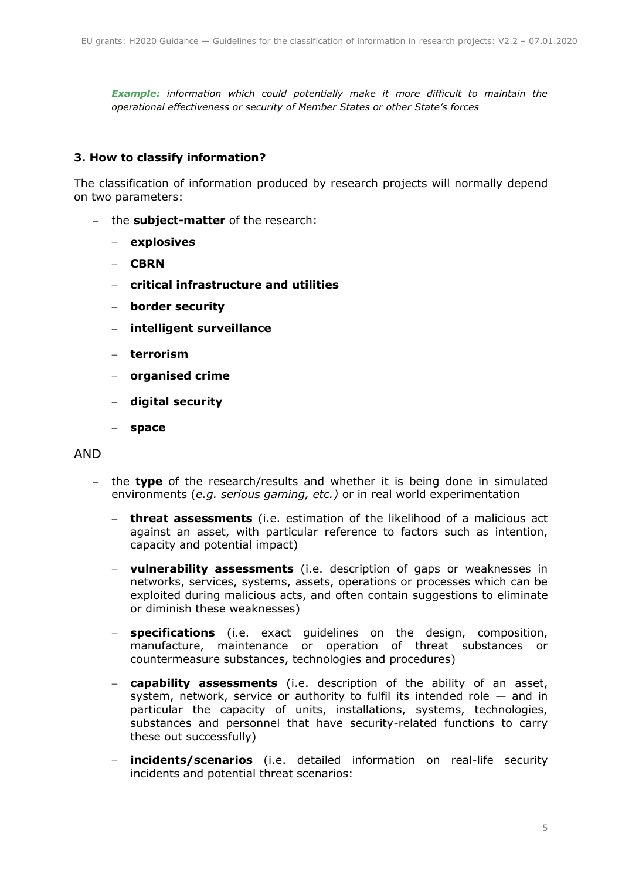***Example:*** *information which could potentially make it more difficult to maintain the operational effectiveness or security of Member States or other State's forces*

### 3. How to classify information?

The classification of information produced by research projects will normally depend on two parameters:

- the **subject-matter** of the research:
  - **explosives**
  - **CBRN**
  - **critical infrastructure and utilities**
  - **border security**
  - **intelligent surveillance**
  - **terrorism**
  - **organised crime**
  - **digital security**
  - **space**

AND

- the **type** of the research/results and whether it is being done in simulated environments (*e.g. serious gaming, etc.)* or in real world experimentation
  - **threat assessments** (i.e. estimation of the likelihood of a malicious act against an asset, with particular reference to factors such as intention, capacity and potential impact)
  - **vulnerability assessments** (i.e. description of gaps or weaknesses in networks, services, systems, assets, operations or processes which can be exploited during malicious acts, and often contain suggestions to eliminate or diminish these weaknesses)
  - **specifications** (i.e. exact guidelines on the design, composition, manufacture, maintenance or operation of threat substances or countermeasure substances, technologies and procedures)
  - **capability assessments** (i.e. description of the ability of an asset, system, network, service or authority to fulfil its intended role — and in particular the capacity of units, installations, systems, technologies, substances and personnel that have security-related functions to carry these out successfully)
  - **incidents/scenarios** (i.e. detailed information on real-life security incidents and potential threat scenarios: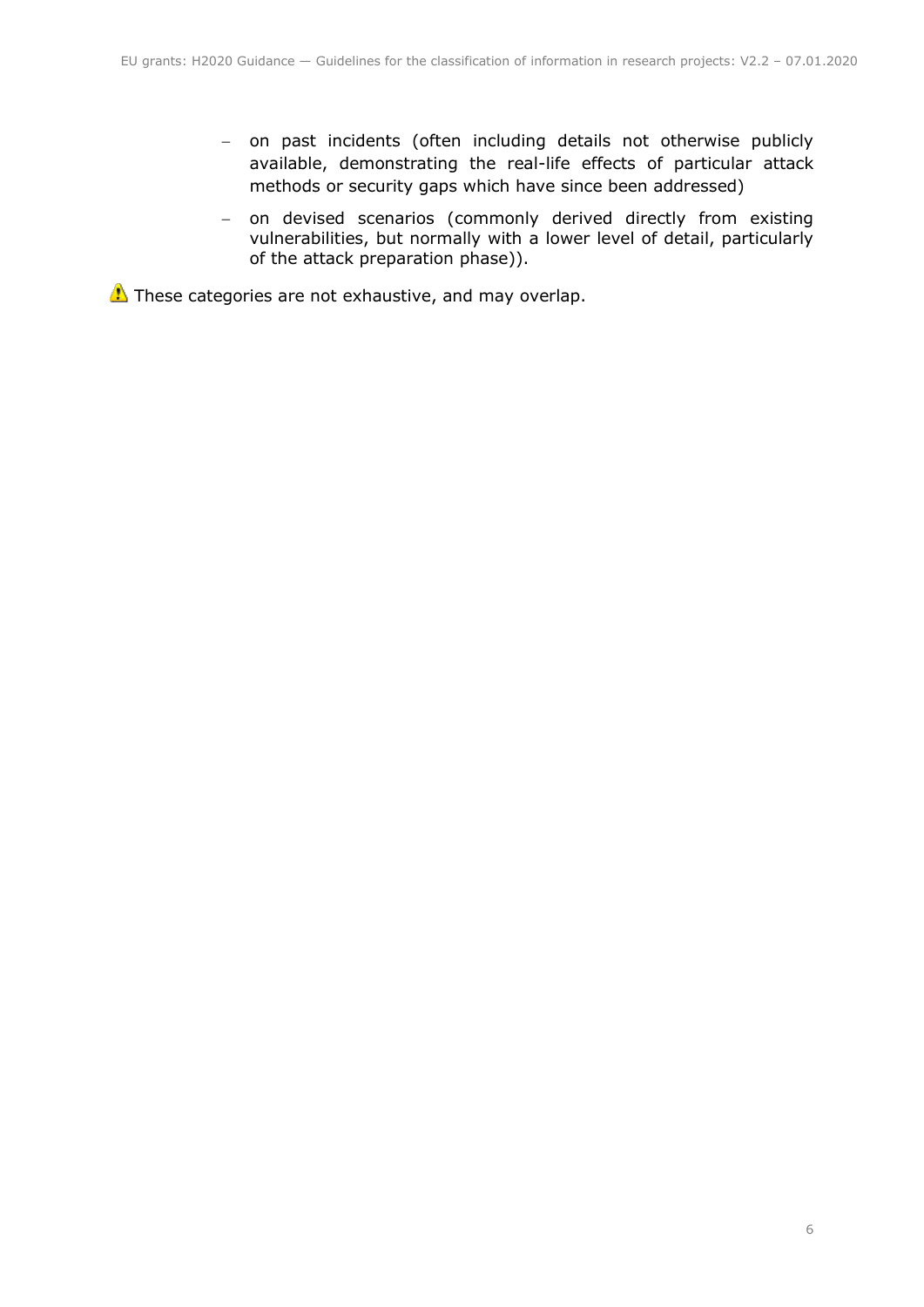- on past incidents (often including details not otherwise publicly available, demonstrating the real-life effects of particular attack methods or security gaps which have since been addressed)
  - on devised scenarios (commonly derived directly from existing vulnerabilities, but normally with a lower level of detail, particularly of the attack preparation phase)).

⚠ These categories are not exhaustive, and may overlap.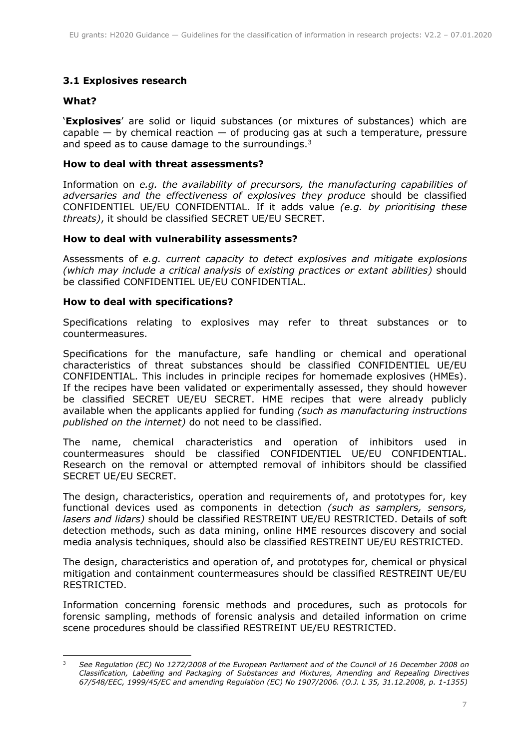### 3.1 Explosives research

**What?**

'**Explosives**' are solid or liquid substances (or mixtures of substances) which are capable — by chemical reaction — of producing gas at such a temperature, pressure and speed as to cause damage to the surroundings.[3]

**How to deal with threat assessments?**

Information on *e.g. the availability of precursors, the manufacturing capabilities of adversaries and the effectiveness of explosives they produce* should be classified CONFIDENTIEL UE/EU CONFIDENTIAL. If it adds value *(e.g. by prioritising these threats)*, it should be classified SECRET UE/EU SECRET.

**How to deal with vulnerability assessments?**

Assessments of *e.g. current capacity to detect explosives and mitigate explosions (which may include a critical analysis of existing practices or extant abilities)* should be classified CONFIDENTIEL UE/EU CONFIDENTIAL.

**How to deal with specifications?**

Specifications relating to explosives may refer to threat substances or to countermeasures.

Specifications for the manufacture, safe handling or chemical and operational characteristics of threat substances should be classified CONFIDENTIEL UE/EU CONFIDENTIAL. This includes in principle recipes for homemade explosives (HMEs). If the recipes have been validated or experimentally assessed, they should however be classified SECRET UE/EU SECRET. HME recipes that were already publicly available when the applicants applied for funding *(such as manufacturing instructions published on the internet)* do not need to be classified.

The name, chemical characteristics and operation of inhibitors used in countermeasures should be classified CONFIDENTIEL UE/EU CONFIDENTIAL. Research on the removal or attempted removal of inhibitors should be classified SECRET UE/EU SECRET.

The design, characteristics, operation and requirements of, and prototypes for, key functional devices used as components in detection *(such as samplers, sensors, lasers and lidars)* should be classified RESTREINT UE/EU RESTRICTED. Details of soft detection methods, such as data mining, online HME resources discovery and social media analysis techniques, should also be classified RESTREINT UE/EU RESTRICTED.

The design, characteristics and operation of, and prototypes for, chemical or physical mitigation and containment countermeasures should be classified RESTREINT UE/EU RESTRICTED.

Information concerning forensic methods and procedures, such as protocols for forensic sampling, methods of forensic analysis and detailed information on crime scene procedures should be classified RESTREINT UE/EU RESTRICTED.

---

[3] *See Regulation (EC) No 1272/2008 of the European Parliament and of the Council of 16 December 2008 on Classification, Labelling and Packaging of Substances and Mixtures, Amending and Repealing Directives 67/548/EEC, 1999/45/EC and amending Regulation (EC) No 1907/2006. (O.J. L 35, 31.12.2008, p. 1-1355)*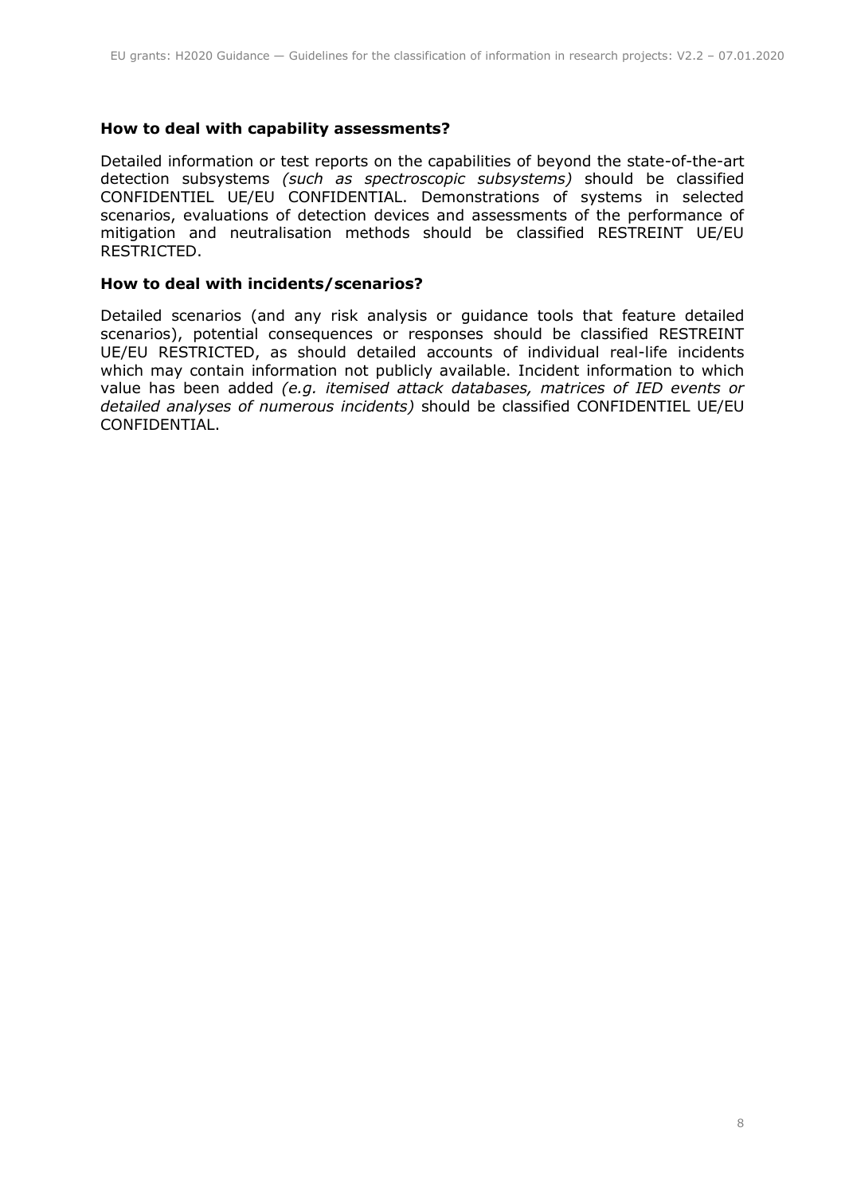**How to deal with capability assessments?**

Detailed information or test reports on the capabilities of beyond the state-of-the-art detection subsystems *(such as spectroscopic subsystems)* should be classified CONFIDENTIEL UE/EU CONFIDENTIAL. Demonstrations of systems in selected scenarios, evaluations of detection devices and assessments of the performance of mitigation and neutralisation methods should be classified RESTREINT UE/EU RESTRICTED.

**How to deal with incidents/scenarios?**

Detailed scenarios (and any risk analysis or guidance tools that feature detailed scenarios), potential consequences or responses should be classified RESTREINT UE/EU RESTRICTED, as should detailed accounts of individual real-life incidents which may contain information not publicly available. Incident information to which value has been added *(e.g. itemised attack databases, matrices of IED events or detailed analyses of numerous incidents)* should be classified CONFIDENTIEL UE/EU CONFIDENTIAL.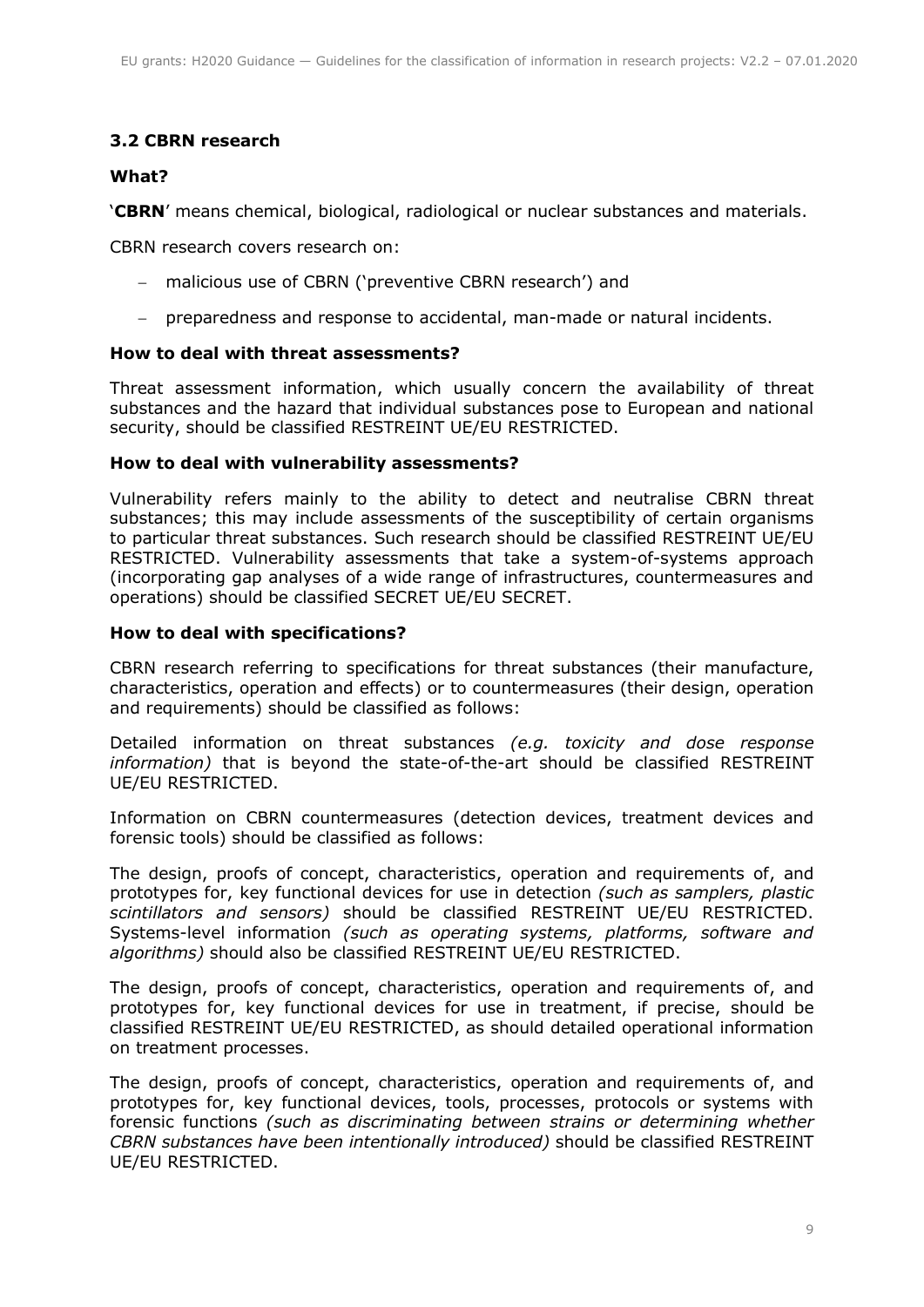### 3.2 CBRN research

**What?**

'**CBRN**' means chemical, biological, radiological or nuclear substances and materials.

CBRN research covers research on:

- malicious use of CBRN ('preventive CBRN research') and
- preparedness and response to accidental, man-made or natural incidents.

**How to deal with threat assessments?**

Threat assessment information, which usually concern the availability of threat substances and the hazard that individual substances pose to European and national security, should be classified RESTREINT UE/EU RESTRICTED.

**How to deal with vulnerability assessments?**

Vulnerability refers mainly to the ability to detect and neutralise CBRN threat substances; this may include assessments of the susceptibility of certain organisms to particular threat substances. Such research should be classified RESTREINT UE/EU RESTRICTED. Vulnerability assessments that take a system-of-systems approach (incorporating gap analyses of a wide range of infrastructures, countermeasures and operations) should be classified SECRET UE/EU SECRET.

**How to deal with specifications?**

CBRN research referring to specifications for threat substances (their manufacture, characteristics, operation and effects) or to countermeasures (their design, operation and requirements) should be classified as follows:

Detailed information on threat substances *(e.g. toxicity and dose response information)* that is beyond the state-of-the-art should be classified RESTREINT UE/EU RESTRICTED.

Information on CBRN countermeasures (detection devices, treatment devices and forensic tools) should be classified as follows:

The design, proofs of concept, characteristics, operation and requirements of, and prototypes for, key functional devices for use in detection *(such as samplers, plastic scintillators and sensors)* should be classified RESTREINT UE/EU RESTRICTED. Systems-level information *(such as operating systems, platforms, software and algorithms)* should also be classified RESTREINT UE/EU RESTRICTED.

The design, proofs of concept, characteristics, operation and requirements of, and prototypes for, key functional devices for use in treatment, if precise, should be classified RESTREINT UE/EU RESTRICTED, as should detailed operational information on treatment processes.

The design, proofs of concept, characteristics, operation and requirements of, and prototypes for, key functional devices, tools, processes, protocols or systems with forensic functions *(such as discriminating between strains or determining whether CBRN substances have been intentionally introduced)* should be classified RESTREINT UE/EU RESTRICTED.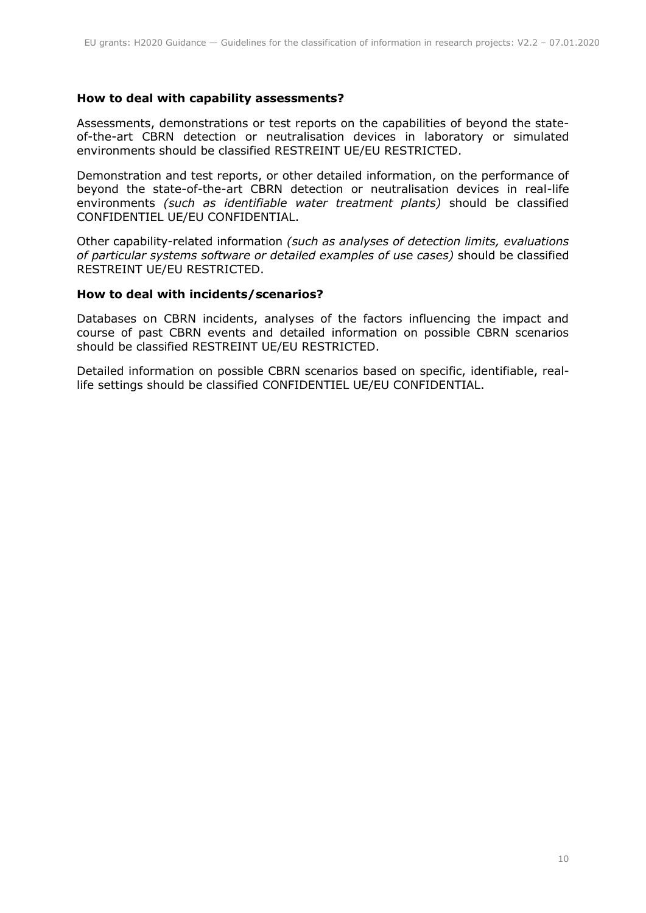### How to deal with capability assessments?

Assessments, demonstrations or test reports on the capabilities of beyond the state-of-the-art CBRN detection or neutralisation devices in laboratory or simulated environments should be classified RESTREINT UE/EU RESTRICTED.

Demonstration and test reports, or other detailed information, on the performance of beyond the state-of-the-art CBRN detection or neutralisation devices in real-life environments *(such as identifiable water treatment plants)* should be classified CONFIDENTIEL UE/EU CONFIDENTIAL.

Other capability-related information *(such as analyses of detection limits, evaluations of particular systems software or detailed examples of use cases)* should be classified RESTREINT UE/EU RESTRICTED.

### How to deal with incidents/scenarios?

Databases on CBRN incidents, analyses of the factors influencing the impact and course of past CBRN events and detailed information on possible CBRN scenarios should be classified RESTREINT UE/EU RESTRICTED.

Detailed information on possible CBRN scenarios based on specific, identifiable, real-life settings should be classified CONFIDENTIEL UE/EU CONFIDENTIAL.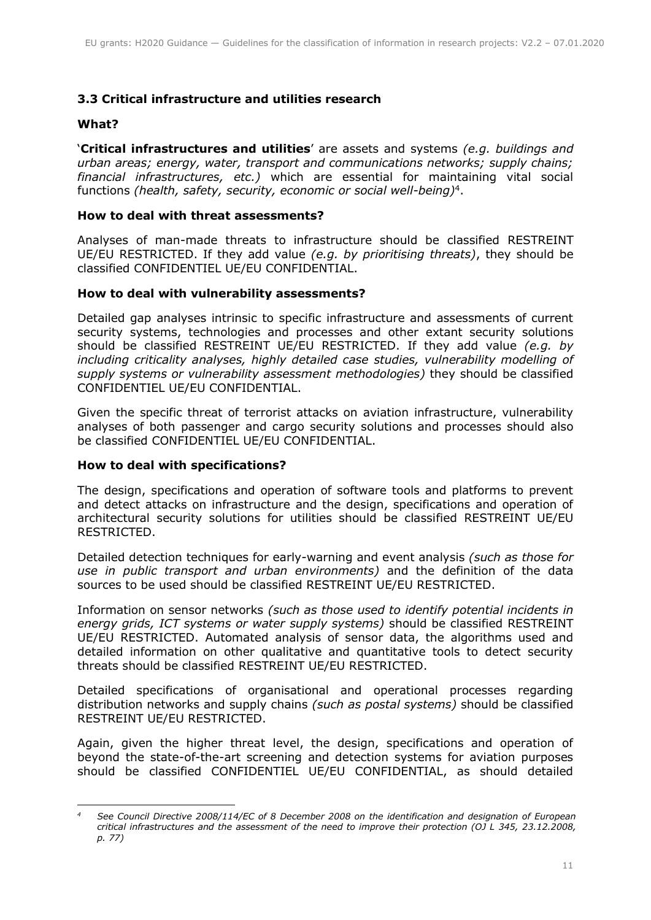### 3.3 Critical infrastructure and utilities research

**What?**

'**Critical infrastructures and utilities**' are assets and systems *(e.g. buildings and urban areas; energy, water, transport and communications networks; supply chains; financial infrastructures, etc.)* which are essential for maintaining vital social functions *(health, safety, security, economic or social well-being)*[4].

**How to deal with threat assessments?**

Analyses of man-made threats to infrastructure should be classified RESTREINT UE/EU RESTRICTED. If they add value *(e.g. by prioritising threats)*, they should be classified CONFIDENTIEL UE/EU CONFIDENTIAL.

**How to deal with vulnerability assessments?**

Detailed gap analyses intrinsic to specific infrastructure and assessments of current security systems, technologies and processes and other extant security solutions should be classified RESTREINT UE/EU RESTRICTED. If they add value *(e.g. by including criticality analyses, highly detailed case studies, vulnerability modelling of supply systems or vulnerability assessment methodologies)* they should be classified CONFIDENTIEL UE/EU CONFIDENTIAL.

Given the specific threat of terrorist attacks on aviation infrastructure, vulnerability analyses of both passenger and cargo security solutions and processes should also be classified CONFIDENTIEL UE/EU CONFIDENTIAL.

**How to deal with specifications?**

The design, specifications and operation of software tools and platforms to prevent and detect attacks on infrastructure and the design, specifications and operation of architectural security solutions for utilities should be classified RESTREINT UE/EU RESTRICTED.

Detailed detection techniques for early-warning and event analysis *(such as those for use in public transport and urban environments)* and the definition of the data sources to be used should be classified RESTREINT UE/EU RESTRICTED.

Information on sensor networks *(such as those used to identify potential incidents in energy grids, ICT systems or water supply systems)* should be classified RESTREINT UE/EU RESTRICTED. Automated analysis of sensor data, the algorithms used and detailed information on other qualitative and quantitative tools to detect security threats should be classified RESTREINT UE/EU RESTRICTED.

Detailed specifications of organisational and operational processes regarding distribution networks and supply chains *(such as postal systems)* should be classified RESTREINT UE/EU RESTRICTED.

Again, given the higher threat level, the design, specifications and operation of beyond the state-of-the-art screening and detection systems for aviation purposes should be classified CONFIDENTIEL UE/EU CONFIDENTIAL, as should detailed

---

[4] *See Council Directive 2008/114/EC of 8 December 2008 on the identification and designation of European critical infrastructures and the assessment of the need to improve their protection (OJ L 345, 23.12.2008, p. 77)*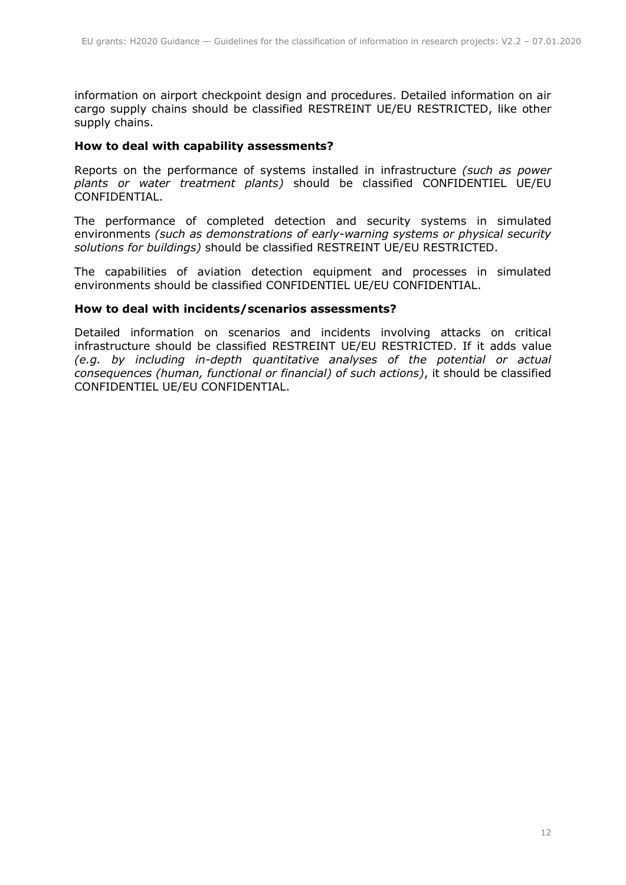information on airport checkpoint design and procedures. Detailed information on air cargo supply chains should be classified RESTREINT UE/EU RESTRICTED, like other supply chains.

**How to deal with capability assessments?**

Reports on the performance of systems installed in infrastructure *(such as power plants or water treatment plants)* should be classified CONFIDENTIEL UE/EU CONFIDENTIAL.

The performance of completed detection and security systems in simulated environments *(such as demonstrations of early-warning systems or physical security solutions for buildings)* should be classified RESTREINT UE/EU RESTRICTED.

The capabilities of aviation detection equipment and processes in simulated environments should be classified CONFIDENTIEL UE/EU CONFIDENTIAL.

**How to deal with incidents/scenarios assessments?**

Detailed information on scenarios and incidents involving attacks on critical infrastructure should be classified RESTREINT UE/EU RESTRICTED. If it adds value *(e.g. by including in-depth quantitative analyses of the potential or actual consequences (human, functional or financial) of such actions)*, it should be classified CONFIDENTIEL UE/EU CONFIDENTIAL.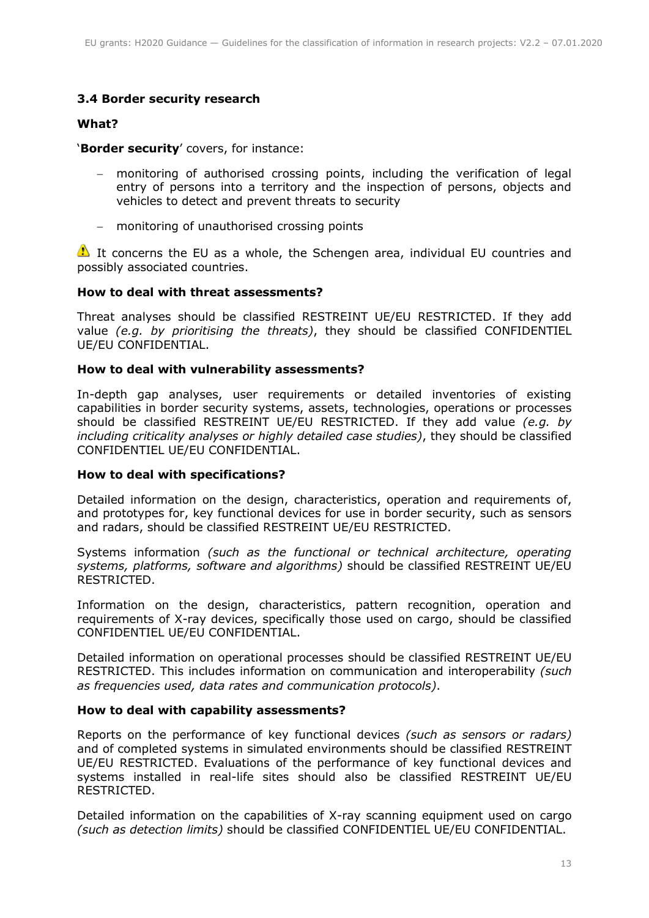### 3.4 Border security research

**What?**

'**Border security**' covers, for instance:

- monitoring of authorised crossing points, including the verification of legal entry of persons into a territory and the inspection of persons, objects and vehicles to detect and prevent threats to security
- monitoring of unauthorised crossing points

⚠ It concerns the EU as a whole, the Schengen area, individual EU countries and possibly associated countries.

**How to deal with threat assessments?**

Threat analyses should be classified RESTREINT UE/EU RESTRICTED. If they add value *(e.g. by prioritising the threats)*, they should be classified CONFIDENTIEL UE/EU CONFIDENTIAL.

**How to deal with vulnerability assessments?**

In-depth gap analyses, user requirements or detailed inventories of existing capabilities in border security systems, assets, technologies, operations or processes should be classified RESTREINT UE/EU RESTRICTED. If they add value *(e.g. by including criticality analyses or highly detailed case studies)*, they should be classified CONFIDENTIEL UE/EU CONFIDENTIAL.

**How to deal with specifications?**

Detailed information on the design, characteristics, operation and requirements of, and prototypes for, key functional devices for use in border security, such as sensors and radars, should be classified RESTREINT UE/EU RESTRICTED.

Systems information *(such as the functional or technical architecture, operating systems, platforms, software and algorithms)* should be classified RESTREINT UE/EU RESTRICTED.

Information on the design, characteristics, pattern recognition, operation and requirements of X-ray devices, specifically those used on cargo, should be classified CONFIDENTIEL UE/EU CONFIDENTIAL.

Detailed information on operational processes should be classified RESTREINT UE/EU RESTRICTED. This includes information on communication and interoperability *(such as frequencies used, data rates and communication protocols)*.

**How to deal with capability assessments?**

Reports on the performance of key functional devices *(such as sensors or radars)* and of completed systems in simulated environments should be classified RESTREINT UE/EU RESTRICTED. Evaluations of the performance of key functional devices and systems installed in real-life sites should also be classified RESTREINT UE/EU RESTRICTED.

Detailed information on the capabilities of X-ray scanning equipment used on cargo *(such as detection limits)* should be classified CONFIDENTIEL UE/EU CONFIDENTIAL.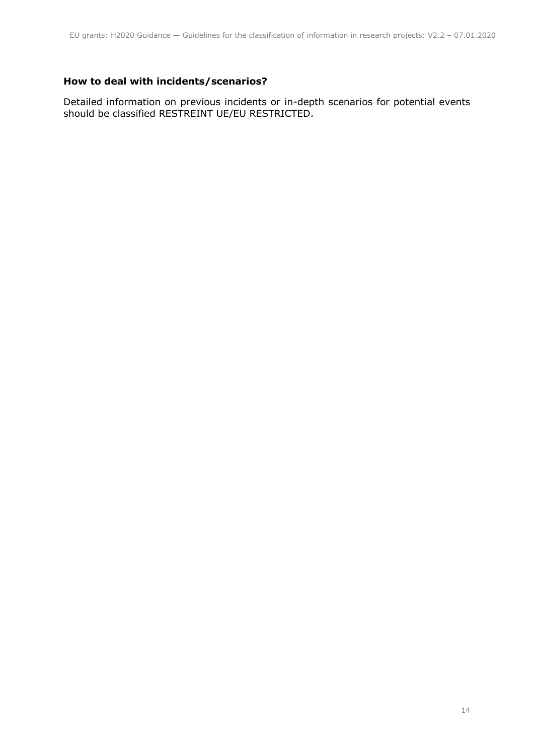### How to deal with incidents/scenarios?

Detailed information on previous incidents or in-depth scenarios for potential events should be classified RESTREINT UE/EU RESTRICTED.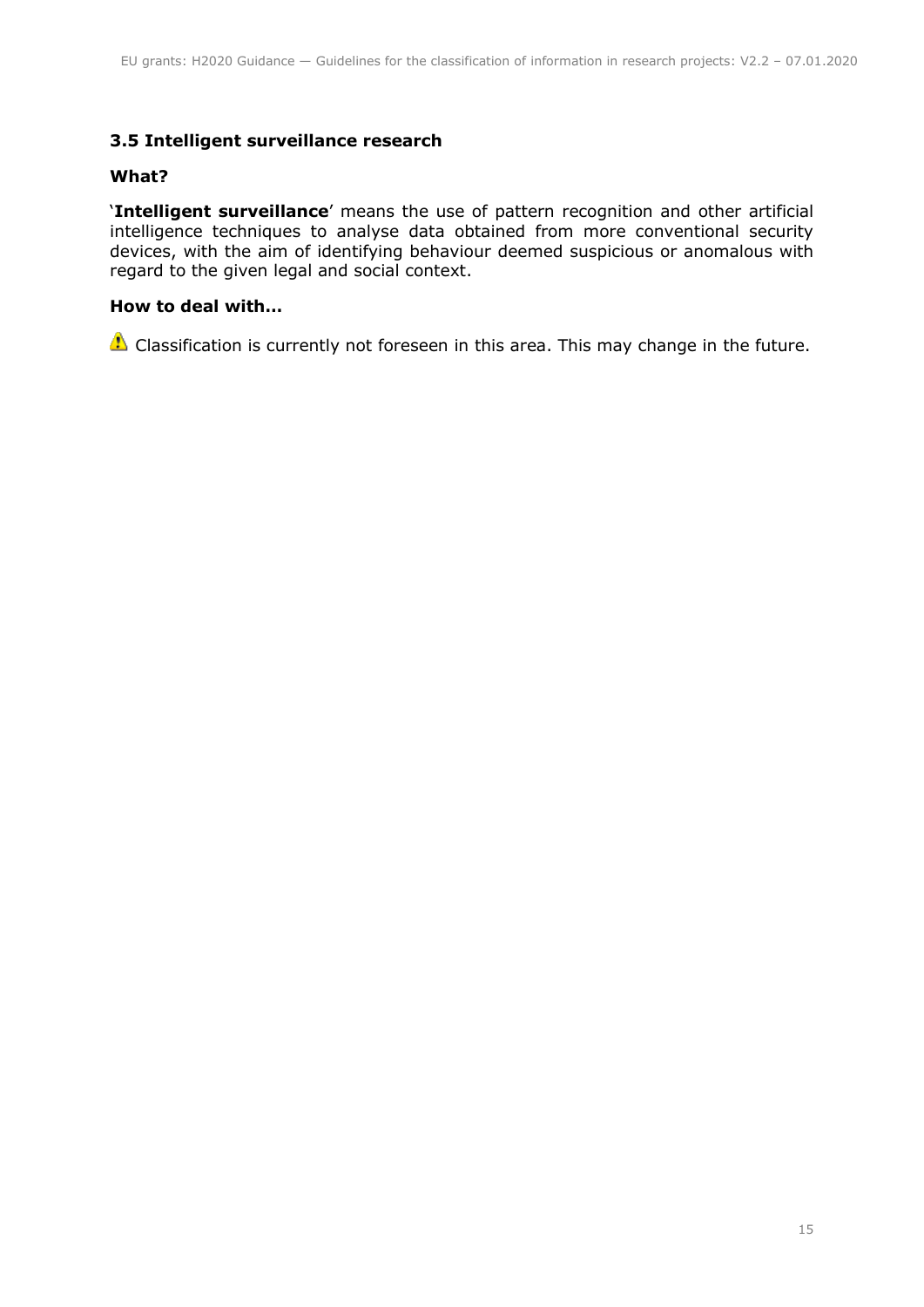## 3.5 Intelligent surveillance research

### What?

'**Intelligent surveillance**' means the use of pattern recognition and other artificial intelligence techniques to analyse data obtained from more conventional security devices, with the aim of identifying behaviour deemed suspicious or anomalous with regard to the given legal and social context.

### How to deal with…

⚠ Classification is currently not foreseen in this area. This may change in the future.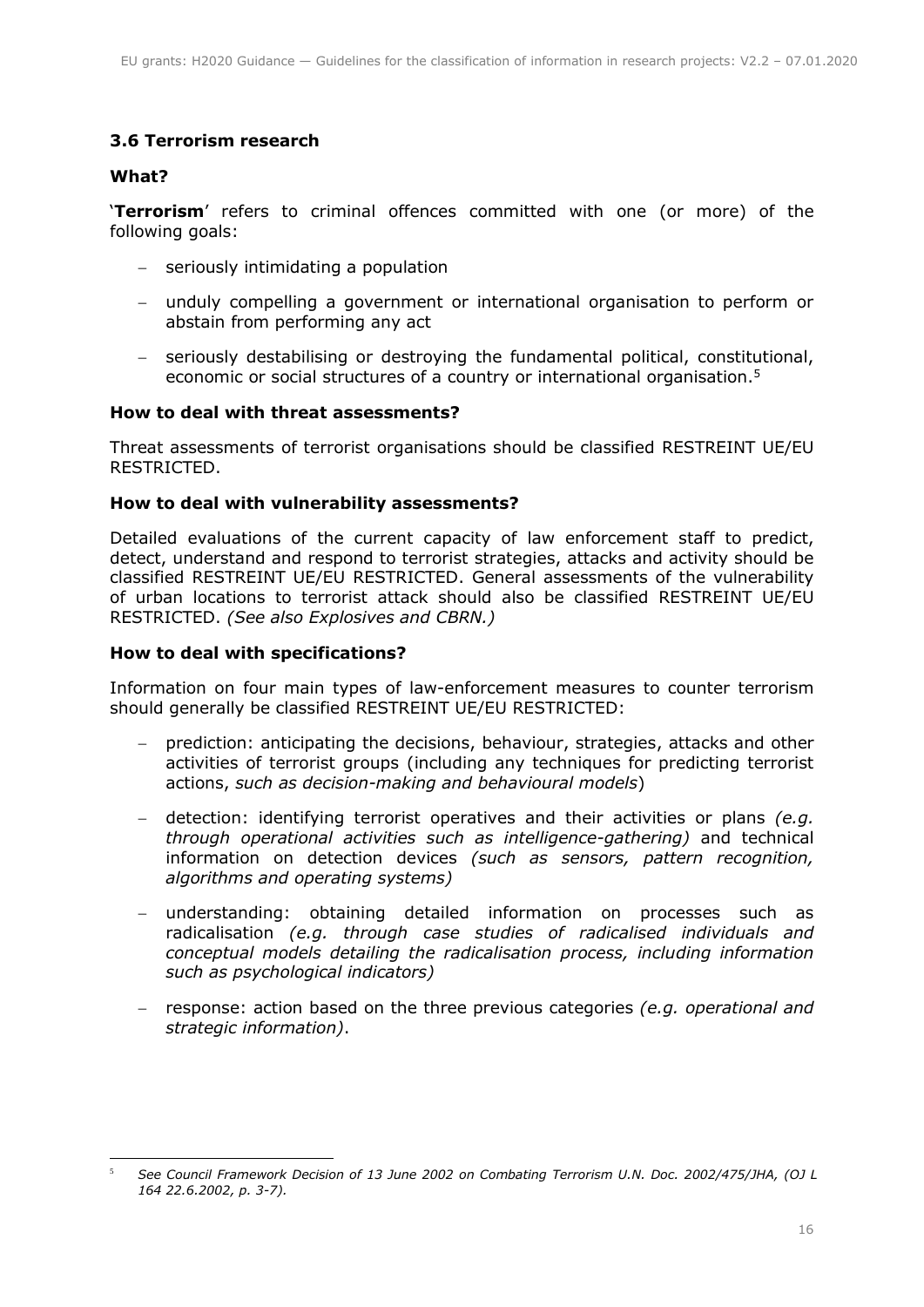### 3.6 Terrorism research

**What?**

'**Terrorism**' refers to criminal offences committed with one (or more) of the following goals:

- seriously intimidating a population
- unduly compelling a government or international organisation to perform or abstain from performing any act
- seriously destabilising or destroying the fundamental political, constitutional, economic or social structures of a country or international organisation.[5]

**How to deal with threat assessments?**

Threat assessments of terrorist organisations should be classified RESTREINT UE/EU RESTRICTED.

**How to deal with vulnerability assessments?**

Detailed evaluations of the current capacity of law enforcement staff to predict, detect, understand and respond to terrorist strategies, attacks and activity should be classified RESTREINT UE/EU RESTRICTED. General assessments of the vulnerability of urban locations to terrorist attack should also be classified RESTREINT UE/EU RESTRICTED. *(See also Explosives and CBRN.)*

**How to deal with specifications?**

Information on four main types of law-enforcement measures to counter terrorism should generally be classified RESTREINT UE/EU RESTRICTED:

- prediction: anticipating the decisions, behaviour, strategies, attacks and other activities of terrorist groups (including any techniques for predicting terrorist actions, *such as decision-making and behavioural models*)
- detection: identifying terrorist operatives and their activities or plans *(e.g. through operational activities such as intelligence-gathering)* and technical information on detection devices *(such as sensors, pattern recognition, algorithms and operating systems)*
- understanding: obtaining detailed information on processes such as radicalisation *(e.g. through case studies of radicalised individuals and conceptual models detailing the radicalisation process, including information such as psychological indicators)*
- response: action based on the three previous categories *(e.g. operational and strategic information)*.

---

[5] *See Council Framework Decision of 13 June 2002 on Combating Terrorism U.N. Doc. 2002/475/JHA, (OJ L 164 22.6.2002, p. 3-7).*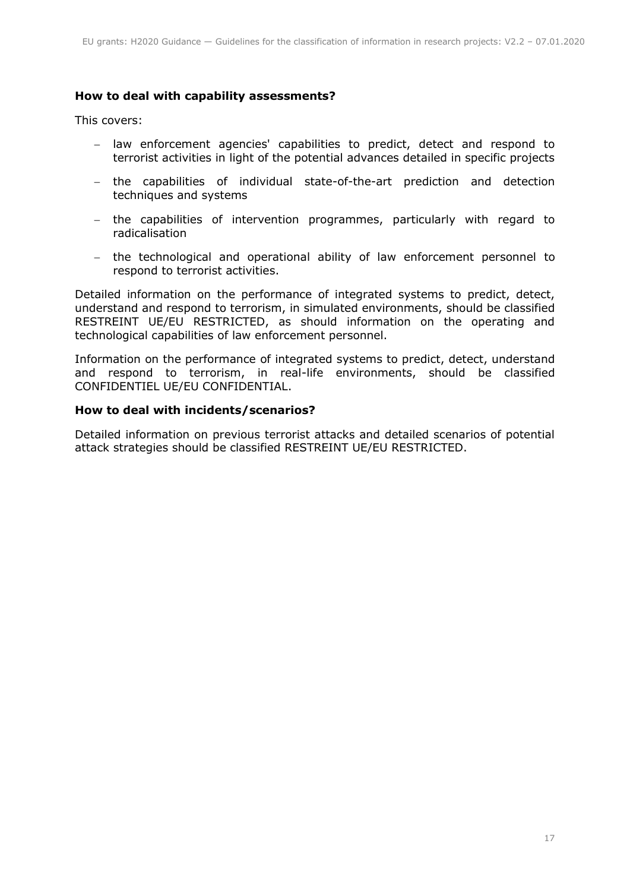### How to deal with capability assessments?

This covers:

- law enforcement agencies' capabilities to predict, detect and respond to terrorist activities in light of the potential advances detailed in specific projects
- the capabilities of individual state-of-the-art prediction and detection techniques and systems
- the capabilities of intervention programmes, particularly with regard to radicalisation
- the technological and operational ability of law enforcement personnel to respond to terrorist activities.

Detailed information on the performance of integrated systems to predict, detect, understand and respond to terrorism, in simulated environments, should be classified RESTREINT UE/EU RESTRICTED, as should information on the operating and technological capabilities of law enforcement personnel.

Information on the performance of integrated systems to predict, detect, understand and respond to terrorism, in real-life environments, should be classified CONFIDENTIEL UE/EU CONFIDENTIAL.

### How to deal with incidents/scenarios?

Detailed information on previous terrorist attacks and detailed scenarios of potential attack strategies should be classified RESTREINT UE/EU RESTRICTED.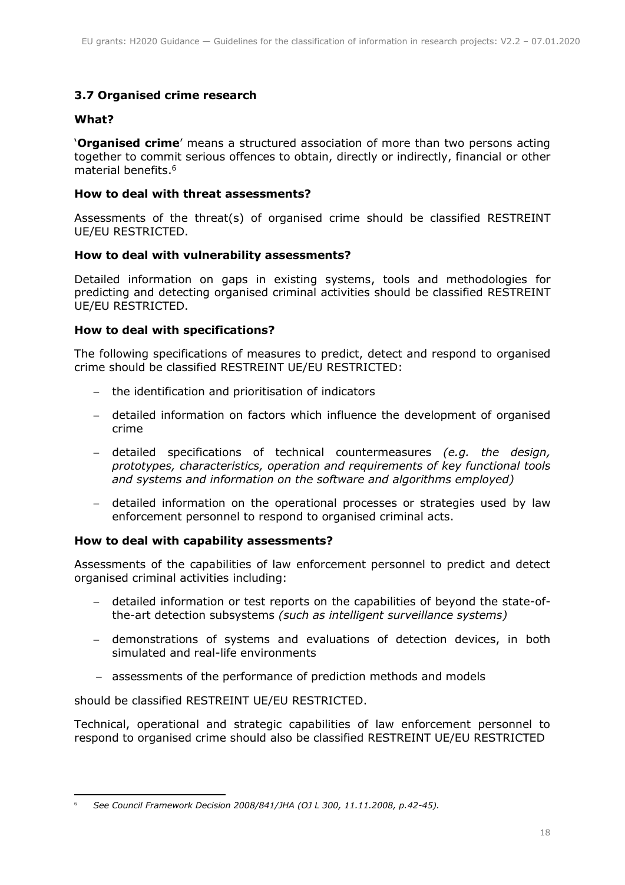### 3.7 Organised crime research

**What?**

'**Organised crime**' means a structured association of more than two persons acting together to commit serious offences to obtain, directly or indirectly, financial or other material benefits.[6]

**How to deal with threat assessments?**

Assessments of the threat(s) of organised crime should be classified RESTREINT UE/EU RESTRICTED.

**How to deal with vulnerability assessments?**

Detailed information on gaps in existing systems, tools and methodologies for predicting and detecting organised criminal activities should be classified RESTREINT UE/EU RESTRICTED.

**How to deal with specifications?**

The following specifications of measures to predict, detect and respond to organised crime should be classified RESTREINT UE/EU RESTRICTED:

- the identification and prioritisation of indicators
- detailed information on factors which influence the development of organised crime
- detailed specifications of technical countermeasures *(e.g. the design, prototypes, characteristics, operation and requirements of key functional tools and systems and information on the software and algorithms employed)*
- detailed information on the operational processes or strategies used by law enforcement personnel to respond to organised criminal acts.

**How to deal with capability assessments?**

Assessments of the capabilities of law enforcement personnel to predict and detect organised criminal activities including:

- detailed information or test reports on the capabilities of beyond the state-of-the-art detection subsystems *(such as intelligent surveillance systems)*
- demonstrations of systems and evaluations of detection devices, in both simulated and real-life environments
- assessments of the performance of prediction methods and models

should be classified RESTREINT UE/EU RESTRICTED.

Technical, operational and strategic capabilities of law enforcement personnel to respond to organised crime should also be classified RESTREINT UE/EU RESTRICTED

---

[6] *See Council Framework Decision 2008/841/JHA (OJ L 300, 11.11.2008, p.42-45).*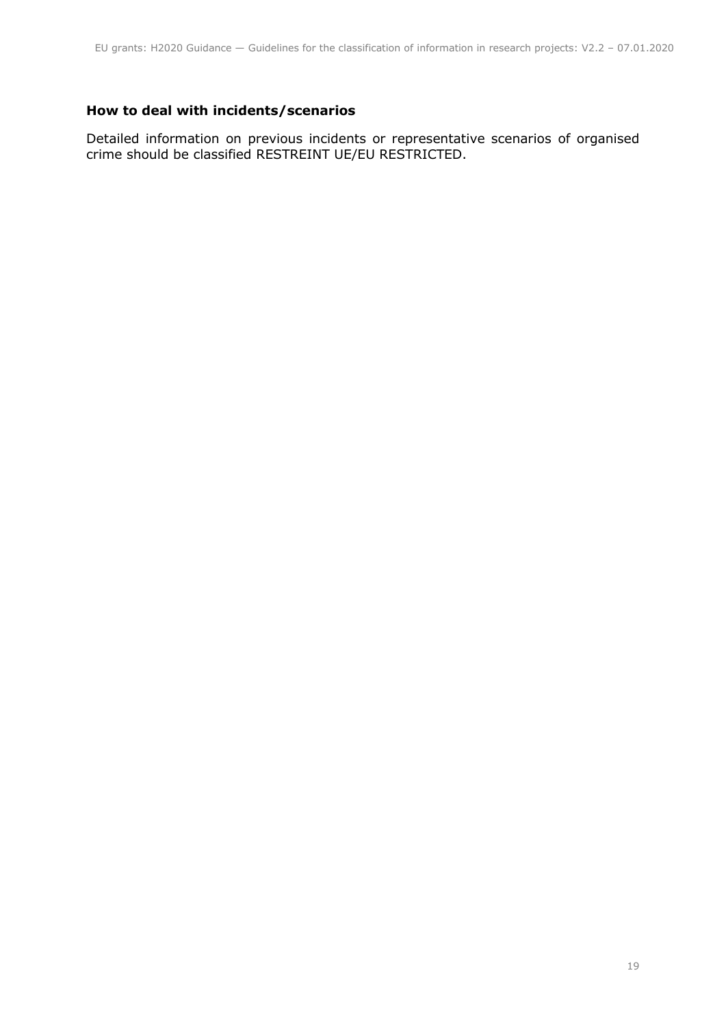### How to deal with incidents/scenarios

Detailed information on previous incidents or representative scenarios of organised crime should be classified RESTREINT UE/EU RESTRICTED.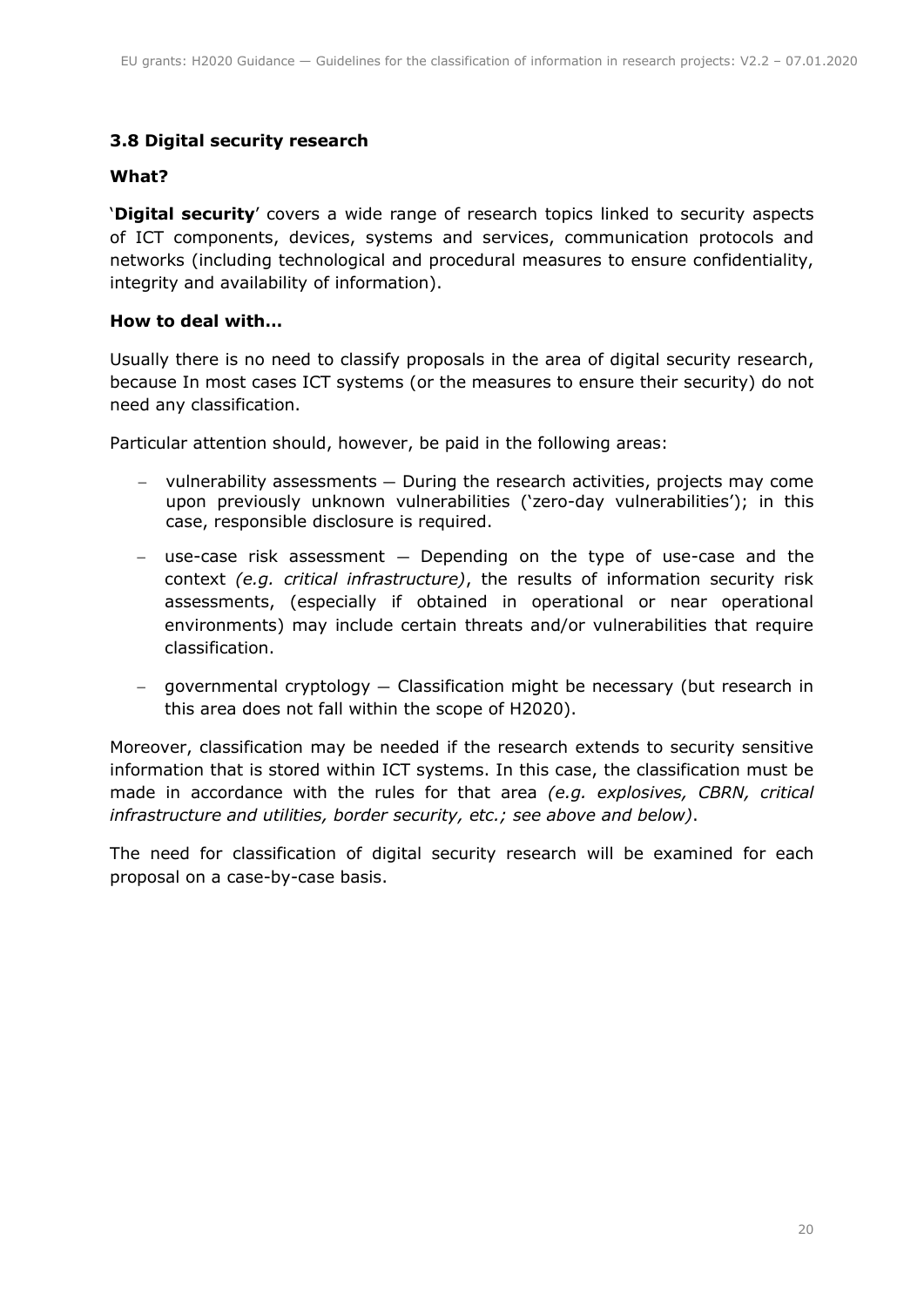### 3.8 Digital security research

**What?**

'**Digital security**' covers a wide range of research topics linked to security aspects of ICT components, devices, systems and services, communication protocols and networks (including technological and procedural measures to ensure confidentiality, integrity and availability of information).

**How to deal with…**

Usually there is no need to classify proposals in the area of digital security research, because In most cases ICT systems (or the measures to ensure their security) do not need any classification.

Particular attention should, however, be paid in the following areas:

- vulnerability assessments — During the research activities, projects may come upon previously unknown vulnerabilities ('zero-day vulnerabilities'); in this case, responsible disclosure is required.
- use-case risk assessment — Depending on the type of use-case and the context *(e.g. critical infrastructure)*, the results of information security risk assessments, (especially if obtained in operational or near operational environments) may include certain threats and/or vulnerabilities that require classification.
- governmental cryptology — Classification might be necessary (but research in this area does not fall within the scope of H2020).

Moreover, classification may be needed if the research extends to security sensitive information that is stored within ICT systems. In this case, the classification must be made in accordance with the rules for that area *(e.g. explosives, CBRN, critical infrastructure and utilities, border security, etc.; see above and below)*.

The need for classification of digital security research will be examined for each proposal on a case-by-case basis.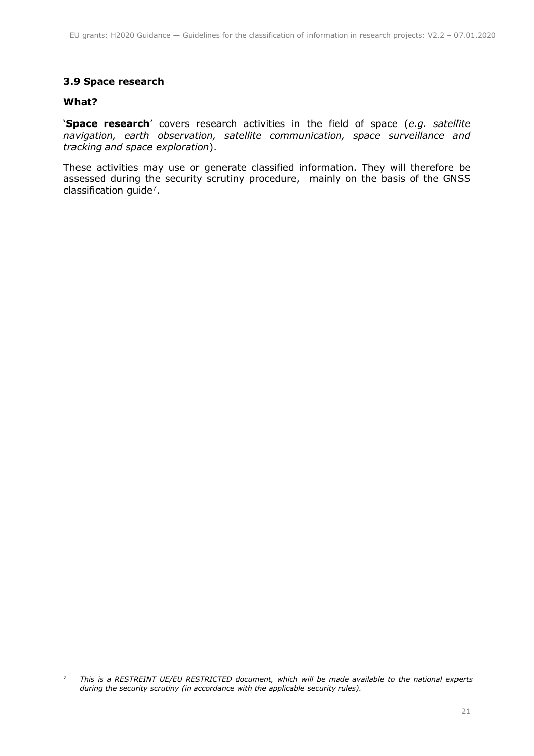### 3.9 Space research

#### What?

'**Space research**' covers research activities in the field of space (*e.g. satellite navigation, earth observation, satellite communication, space surveillance and tracking and space exploration*).

These activities may use or generate classified information. They will therefore be assessed during the security scrutiny procedure, mainly on the basis of the GNSS classification guide[7].

---

[7] *This is a RESTREINT UE/EU RESTRICTED document, which will be made available to the national experts during the security scrutiny (in accordance with the applicable security rules).*